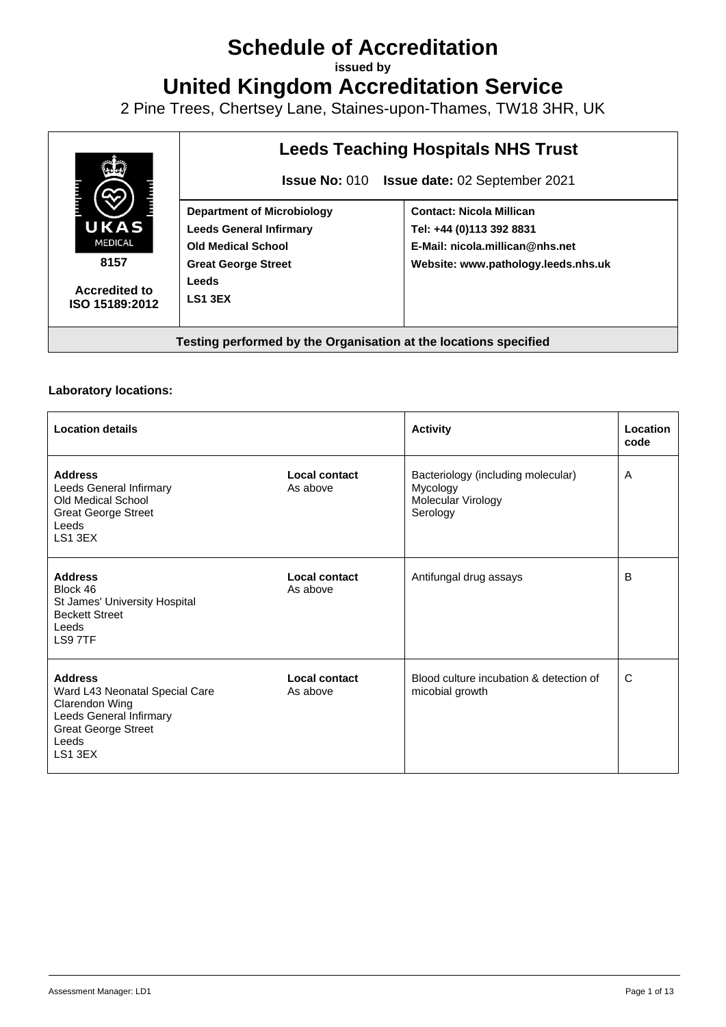# Schedule of Accreditation

**issued by**

# United Kingdom Accreditation Service

2 Pine Trees, Chertsey Lane, Staines-upon-Thames, TW18 3HR, UK

| UKAS MEDICAL 8157 Accredited to ISO 15189:2012 | **Leeds Teaching Hospitals NHS Trust** **Issue No:** 010 **Issue date:** 02 September 2021 | |
|---|---|---|
| | **Department of Microbiology**<br>**Leeds General Infirmary**<br>**Old Medical School**<br>**Great George Street**<br>**Leeds**<br>**LS1 3EX** | **Contact: Nicola Millican**<br>**Tel: +44 (0)113 392 8831**<br>**E-Mail: nicola.millican@nhs.net**<br>**Website: www.pathology.leeds.nhs.uk** |

**Testing performed by the Organisation at the locations specified**

### Laboratory locations:

| Location details | | Activity | Location code |
|---|---|---|---|
| **Address**<br>Leeds General Infirmary<br>Old Medical School<br>Great George Street<br>Leeds<br>LS1 3EX | **Local contact**<br>As above | Bacteriology (including molecular)<br>Mycology<br>Molecular Virology<br>Serology | A |
| **Address**<br>Block 46<br>St James' University Hospital<br>Beckett Street<br>Leeds<br>LS9 7TF | **Local contact**<br>As above | Antifungal drug assays | B |
| **Address**<br>Ward L43 Neonatal Special Care<br>Clarendon Wing<br>Leeds General Infirmary<br>Great George Street<br>Leeds<br>LS1 3EX | **Local contact**<br>As above | Blood culture incubation & detection of micobial growth | C |

Assessment Manager: LD1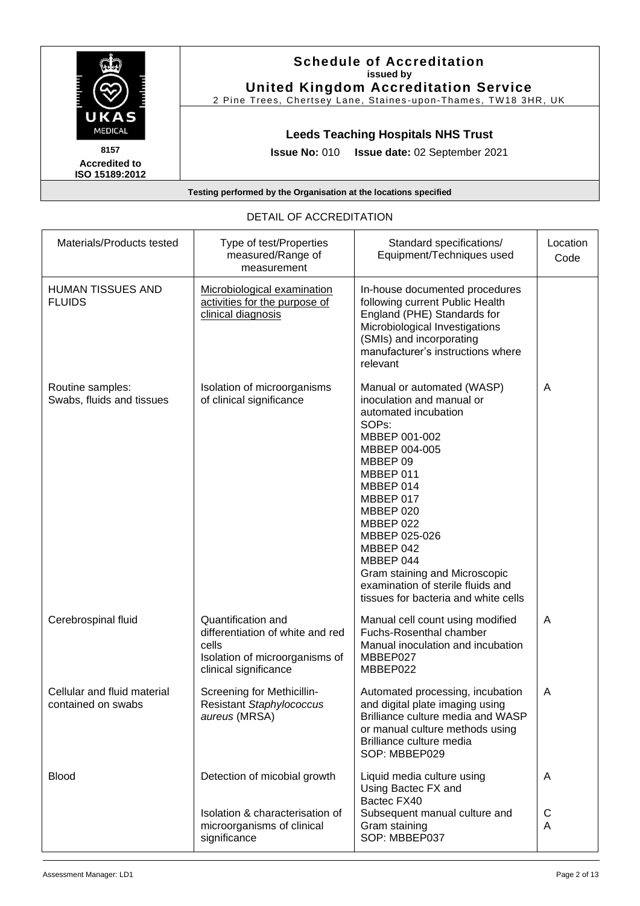# Schedule of Accreditation

issued by

**United Kingdom Accreditation Service**

2 Pine Trees, Chertsey Lane, Staines-upon-Thames, TW18 3HR, UK

UKAS MEDICAL

8157

**Accredited to ISO 15189:2012**

## Leeds Teaching Hospitals NHS Trust

**Issue No:** 010 **Issue date:** 02 September 2021

**Testing performed by the Organisation at the locations specified**

DETAIL OF ACCREDITATION

| Materials/Products tested | Type of test/Properties measured/Range of measurement | Standard specifications/ Equipment/Techniques used | Location Code |
|---|---|---|---|
| HUMAN TISSUES AND FLUIDS | Microbiological examination activities for the purpose of clinical diagnosis | In-house documented procedures following current Public Health England (PHE) Standards for Microbiological Investigations (SMIs) and incorporating manufacturer's instructions where relevant | |
| Routine samples: Swabs, fluids and tissues | Isolation of microorganisms of clinical significance | Manual or automated (WASP) inoculation and manual or automated incubation<br>SOPs:<br>MBBEP 001-002<br>MBBEP 004-005<br>MBBEP 09<br>MBBEP 011<br>MBBEP 014<br>MBBEP 017<br>MBBEP 020<br>MBBEP 022<br>MBBEP 025-026<br>MBBEP 042<br>MBBEP 044<br>Gram staining and Microscopic examination of sterile fluids and tissues for bacteria and white cells | A |
| Cerebrospinal fluid | Quantification and differentiation of white and red cells<br>Isolation of microorganisms of clinical significance | Manual cell count using modified Fuchs-Rosenthal chamber<br>Manual inoculation and incubation<br>MBBEP027<br>MBBEP022 | A |
| Cellular and fluid material contained on swabs | Screening for Methicillin-Resistant *Staphylococcus aureus* (MRSA) | Automated processing, incubation and digital plate imaging using Brilliance culture media and WASP or manual culture methods using Brilliance culture media<br>SOP: MBBEP029 | A |
| Blood | Detection of micobial growth<br><br>Isolation & characterisation of microorganisms of clinical significance | Liquid media culture using Using Bactec FX and Bactec FX40<br>Subsequent manual culture and Gram staining<br>SOP: MBBEP037 | A<br><br>C<br>A |

Assessment Manager: LD1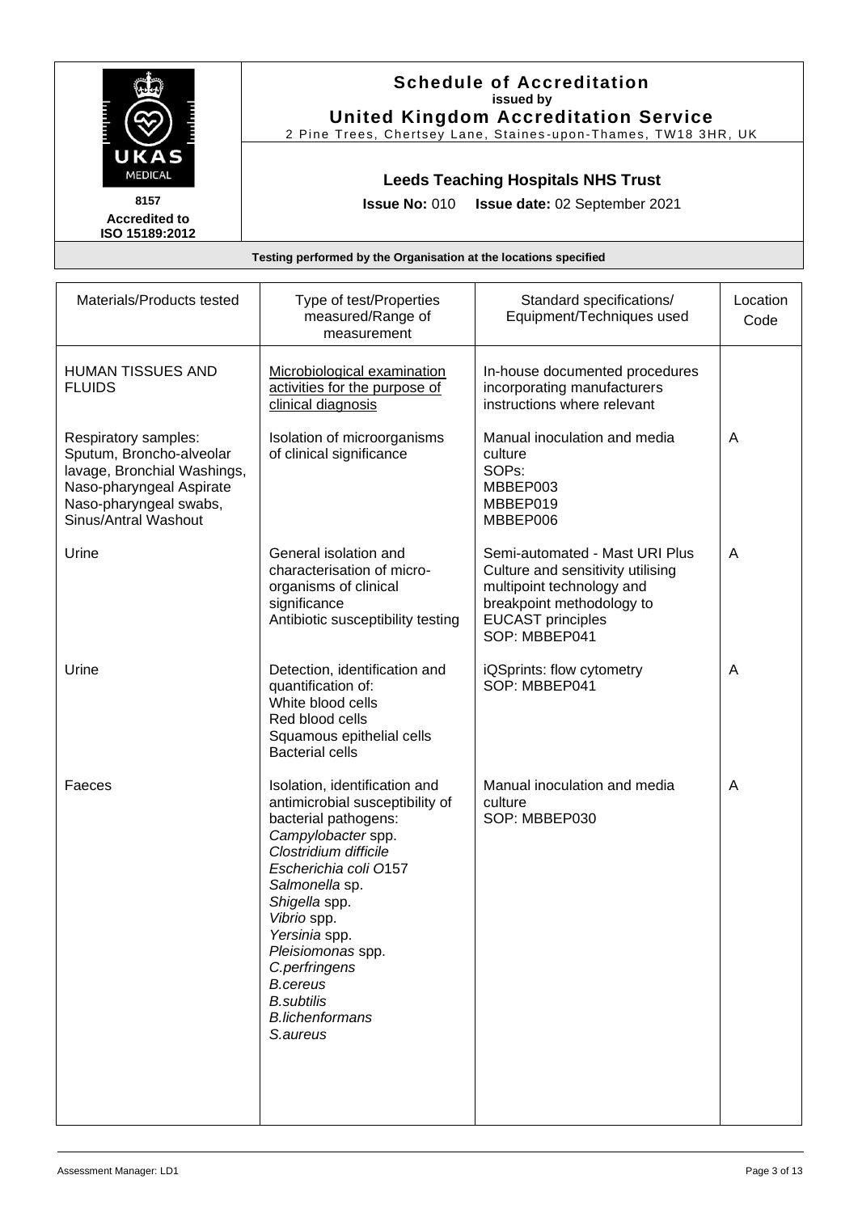**Schedule of Accreditation**
**issued by**
**United Kingdom Accreditation Service**
2 Pine Trees, Chertsey Lane, Staines-upon-Thames, TW18 3HR, UK

UKAS MEDICAL
**8157**
**Accredited to ISO 15189:2012**

**Leeds Teaching Hospitals NHS Trust**

**Issue No:** 010 **Issue date:** 02 September 2021

**Testing performed by the Organisation at the locations specified**

| Materials/Products tested | Type of test/Properties measured/Range of measurement | Standard specifications/ Equipment/Techniques used | Location Code |
|---|---|---|---|
| HUMAN TISSUES AND FLUIDS | Microbiological examination activities for the purpose of clinical diagnosis | In-house documented procedures incorporating manufacturers instructions where relevant | |
| Respiratory samples: Sputum, Broncho-alveolar lavage, Bronchial Washings, Naso-pharyngeal Aspirate Naso-pharyngeal swabs, Sinus/Antral Washout | Isolation of microorganisms of clinical significance | Manual inoculation and media culture<br>SOPs:<br>MBBEP003<br>MBBEP019<br>MBBEP006 | A |
| Urine | General isolation and characterisation of micro-organisms of clinical significance<br>Antibiotic susceptibility testing | Semi-automated - Mast URI Plus Culture and sensitivity utilising multipoint technology and breakpoint methodology to EUCAST principles<br>SOP: MBBEP041 | A |
| Urine | Detection, identification and quantification of:<br>White blood cells<br>Red blood cells<br>Squamous epithelial cells<br>Bacterial cells | iQSprints: flow cytometry<br>SOP: MBBEP041 | A |
| Faeces | Isolation, identification and antimicrobial susceptibility of bacterial pathogens:<br>*Campylobacter* spp.<br>*Clostridium difficile*<br>*Escherichia coli O*157<br>*Salmonella* sp.<br>*Shigella* spp.<br>*Vibrio* spp.<br>*Yersinia* spp.<br>*Pleisiomonas* spp.<br>*C.perfringens*<br>*B.cereus*<br>*B.subtilis*<br>*B.lichenformans*<br>*S.aureus* | Manual inoculation and media culture<br>SOP: MBBEP030 | A |

Assessment Manager: LD1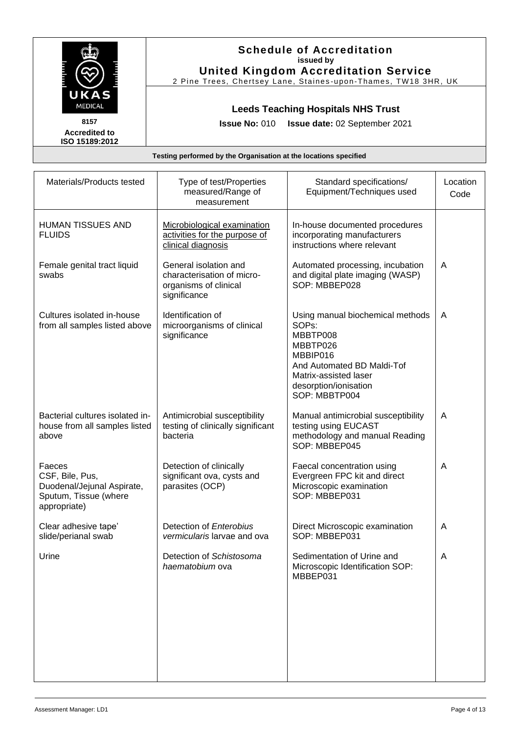# Schedule of Accreditation

**issued by**

**United Kingdom Accreditation Service**

2 Pine Trees, Chertsey Lane, Staines-upon-Thames, TW18 3HR, UK

8157

**Accredited to ISO 15189:2012**

## Leeds Teaching Hospitals NHS Trust

**Issue No:** 010 **Issue date:** 02 September 2021

**Testing performed by the Organisation at the locations specified**

| Materials/Products tested | Type of test/Properties measured/Range of measurement | Standard specifications/ Equipment/Techniques used | Location Code |
|---|---|---|---|
| HUMAN TISSUES AND FLUIDS | Microbiological examination activities for the purpose of clinical diagnosis | In-house documented procedures incorporating manufacturers instructions where relevant | |
| Female genital tract liquid swabs | General isolation and characterisation of micro-organisms of clinical significance | Automated processing, incubation and digital plate imaging (WASP) SOP: MBBEP028 | A |
| Cultures isolated in-house from all samples listed above | Identification of microorganisms of clinical significance | Using manual biochemical methods SOPs: MBBTP008 MBBTP026 MBBIP016 And Automated BD Maldi-Tof Matrix-assisted laser desorption/ionisation SOP: MBBTP004 | A |
| Bacterial cultures isolated in-house from all samples listed above | Antimicrobial susceptibility testing of clinically significant bacteria | Manual antimicrobial susceptibility testing using EUCAST methodology and manual Reading SOP: MBBEP045 | A |
| Faeces CSF, Bile, Pus, Duodenal/Jejunal Aspirate, Sputum, Tissue (where appropriate) | Detection of clinically significant ova, cysts and parasites (OCP) | Faecal concentration using Evergreen FPC kit and direct Microscopic examination SOP: MBBEP031 | A |
| Clear adhesive tape' slide/perianal swab | Detection of *Enterobius vermicularis* larvae and ova | Direct Microscopic examination SOP: MBBEP031 | A |
| Urine | Detection of *Schistosoma haematobium* ova | Sedimentation of Urine and Microscopic Identification SOP: MBBEP031 | A |

Assessment Manager: LD1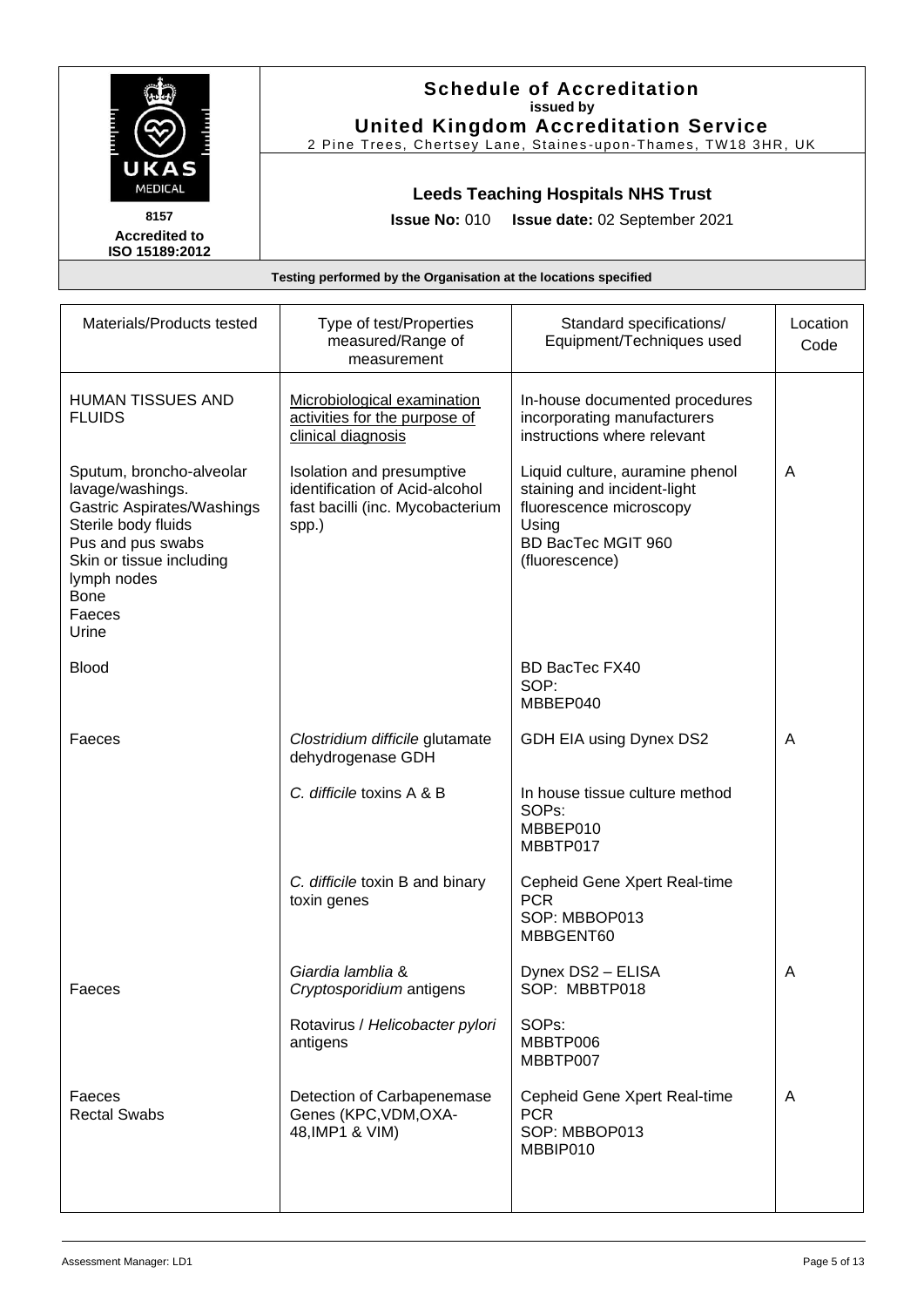# Schedule of Accreditation

**issued by**

**United Kingdom Accreditation Service**

2 Pine Trees, Chertsey Lane, Staines-upon-Thames, TW18 3HR, UK

**8157**

**Accredited to ISO 15189:2012**

## Leeds Teaching Hospitals NHS Trust

**Issue No:** 010 **Issue date:** 02 September 2021

**Testing performed by the Organisation at the locations specified**

| Materials/Products tested | Type of test/Properties measured/Range of measurement | Standard specifications/ Equipment/Techniques used | Location Code |
|---|---|---|---|
| HUMAN TISSUES AND FLUIDS | Microbiological examination activities for the purpose of clinical diagnosis | In-house documented procedures incorporating manufacturers instructions where relevant | |
| Sputum, broncho-alveolar lavage/washings.<br>Gastric Aspirates/Washings<br>Sterile body fluids<br>Pus and pus swabs<br>Skin or tissue including lymph nodes<br>Bone<br>Faeces<br>Urine | Isolation and presumptive identification of Acid-alcohol fast bacilli (inc. Mycobacterium spp.) | Liquid culture, auramine phenol staining and incident-light fluorescence microscopy<br>Using<br>BD BacTec MGIT 960 (fluorescence) | A |
| Blood | | BD BacTec FX40<br>SOP:<br>MBBEP040 | |
| Faeces | *Clostridium difficile* glutamate dehydrogenase GDH | GDH EIA using Dynex DS2 | A |
| | *C. difficile* toxins A & B | In house tissue culture method<br>SOPs:<br>MBBEP010<br>MBBTP017 | |
| | *C. difficile* toxin B and binary toxin genes | Cepheid Gene Xpert Real-time PCR<br>SOP: MBBOP013<br>MBBGENT60 | |
| Faeces | *Giardia lamblia* & *Cryptosporidium* antigens | Dynex DS2 – ELISA<br>SOP: MBBTP018 | A |
| | Rotavirus / *Helicobacter pylori* antigens | SOPs:<br>MBBTP006<br>MBBTP007 | |
| Faeces<br>Rectal Swabs | Detection of Carbapenemase Genes (KPC,VDM,OXA-48,IMP1 & VIM) | Cepheid Gene Xpert Real-time PCR<br>SOP: MBBOP013<br>MBBIP010 | A |

Assessment Manager: LD1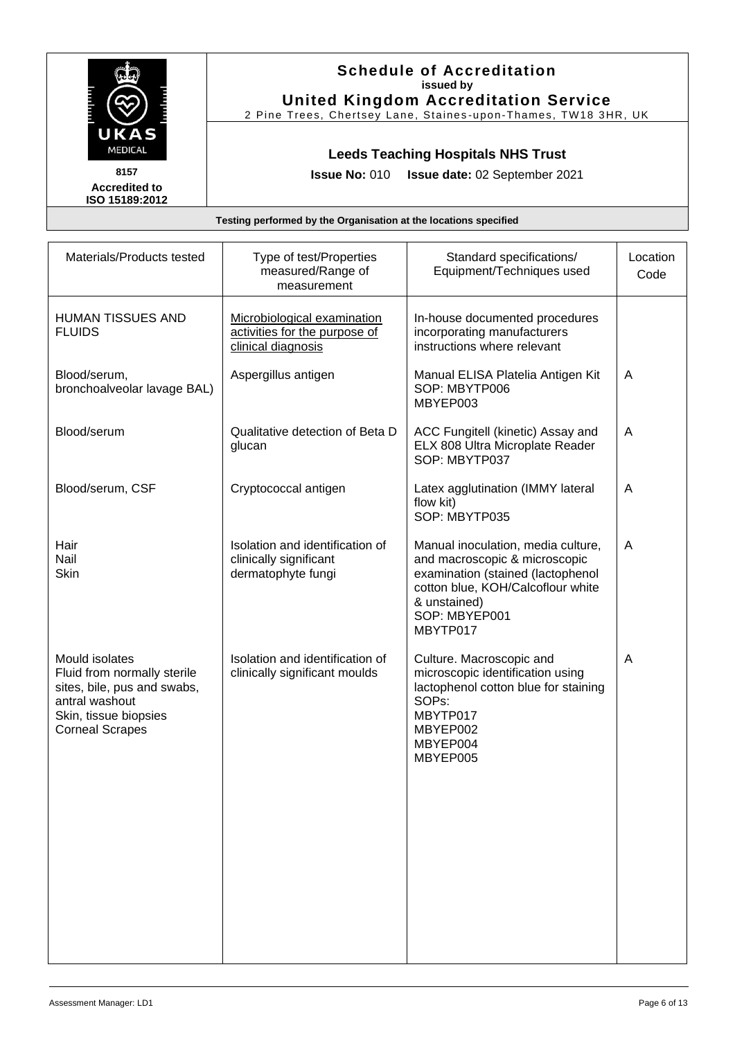# Schedule of Accreditation

**issued by**

**United Kingdom Accreditation Service**

2 Pine Trees, Chertsey Lane, Staines-upon-Thames, TW18 3HR, UK

UKAS MEDICAL

8157

**Accredited to ISO 15189:2012**

## Leeds Teaching Hospitals NHS Trust

**Issue No:** 010 **Issue date:** 02 September 2021

**Testing performed by the Organisation at the locations specified**

| Materials/Products tested | Type of test/Properties measured/Range of measurement | Standard specifications/ Equipment/Techniques used | Location Code |
|---|---|---|---|
| HUMAN TISSUES AND FLUIDS | Microbiological examination activities for the purpose of clinical diagnosis | In-house documented procedures incorporating manufacturers instructions where relevant | |
| Blood/serum, bronchoalveolar lavage BAL) | Aspergillus antigen | Manual ELISA Platelia Antigen Kit<br>SOP: MBYTP006<br>MBYEP003 | A |
| Blood/serum | Qualitative detection of Beta D glucan | ACC Fungitell (kinetic) Assay and ELX 808 Ultra Microplate Reader<br>SOP: MBYTP037 | A |
| Blood/serum, CSF | Cryptococcal antigen | Latex agglutination (IMMY lateral flow kit)<br>SOP: MBYTP035 | A |
| Hair<br>Nail<br>Skin | Isolation and identification of clinically significant dermatophyte fungi | Manual inoculation, media culture, and macroscopic & microscopic examination (stained (lactophenol cotton blue, KOH/Calcoflour white & unstained)<br>SOP: MBYEP001<br>MBYTP017 | A |
| Mould isolates<br>Fluid from normally sterile sites, bile, pus and swabs, antral washout<br>Skin, tissue biopsies<br>Corneal Scrapes | Isolation and identification of clinically significant moulds | Culture. Macroscopic and microscopic identification using lactophenol cotton blue for staining<br>SOPs:<br>MBYTP017<br>MBYEP002<br>MBYEP004<br>MBYEP005 | A |

Assessment Manager: LD1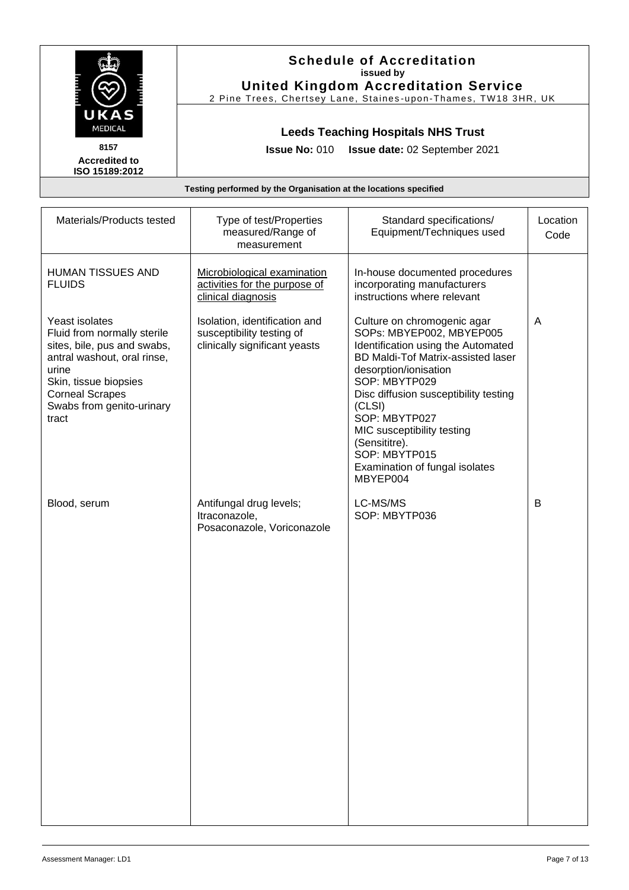# Schedule of Accreditation

issued by

**United Kingdom Accreditation Service**

2 Pine Trees, Chertsey Lane, Staines-upon-Thames, TW18 3HR, UK

8157

**Accredited to ISO 15189:2012**

## Leeds Teaching Hospitals NHS Trust

**Issue No:** 010 **Issue date:** 02 September 2021

**Testing performed by the Organisation at the locations specified**

| Materials/Products tested | Type of test/Properties measured/Range of measurement | Standard specifications/ Equipment/Techniques used | Location Code |
|---|---|---|---|
| HUMAN TISSUES AND FLUIDS | Microbiological examination activities for the purpose of clinical diagnosis | In-house documented procedures incorporating manufacturers instructions where relevant | |
| Yeast isolates<br>Fluid from normally sterile sites, bile, pus and swabs, antral washout, oral rinse, urine<br>Skin, tissue biopsies<br>Corneal Scrapes<br>Swabs from genito-urinary tract | Isolation, identification and susceptibility testing of clinically significant yeasts | Culture on chromogenic agar<br>SOPs: MBYEP002, MBYEP005<br>Identification using the Automated BD Maldi-Tof Matrix-assisted laser desorption/ionisation<br>SOP: MBYTP029<br>Disc diffusion susceptibility testing (CLSI)<br>SOP: MBYTP027<br>MIC susceptibility testing (Sensititre).<br>SOP: MBYTP015<br>Examination of fungal isolates<br>MBYEP004 | A |
| Blood, serum | Antifungal drug levels;<br>Itraconazole,<br>Posaconazole, Voriconazole | LC-MS/MS<br>SOP: MBYTP036 | B |

Assessment Manager: LD1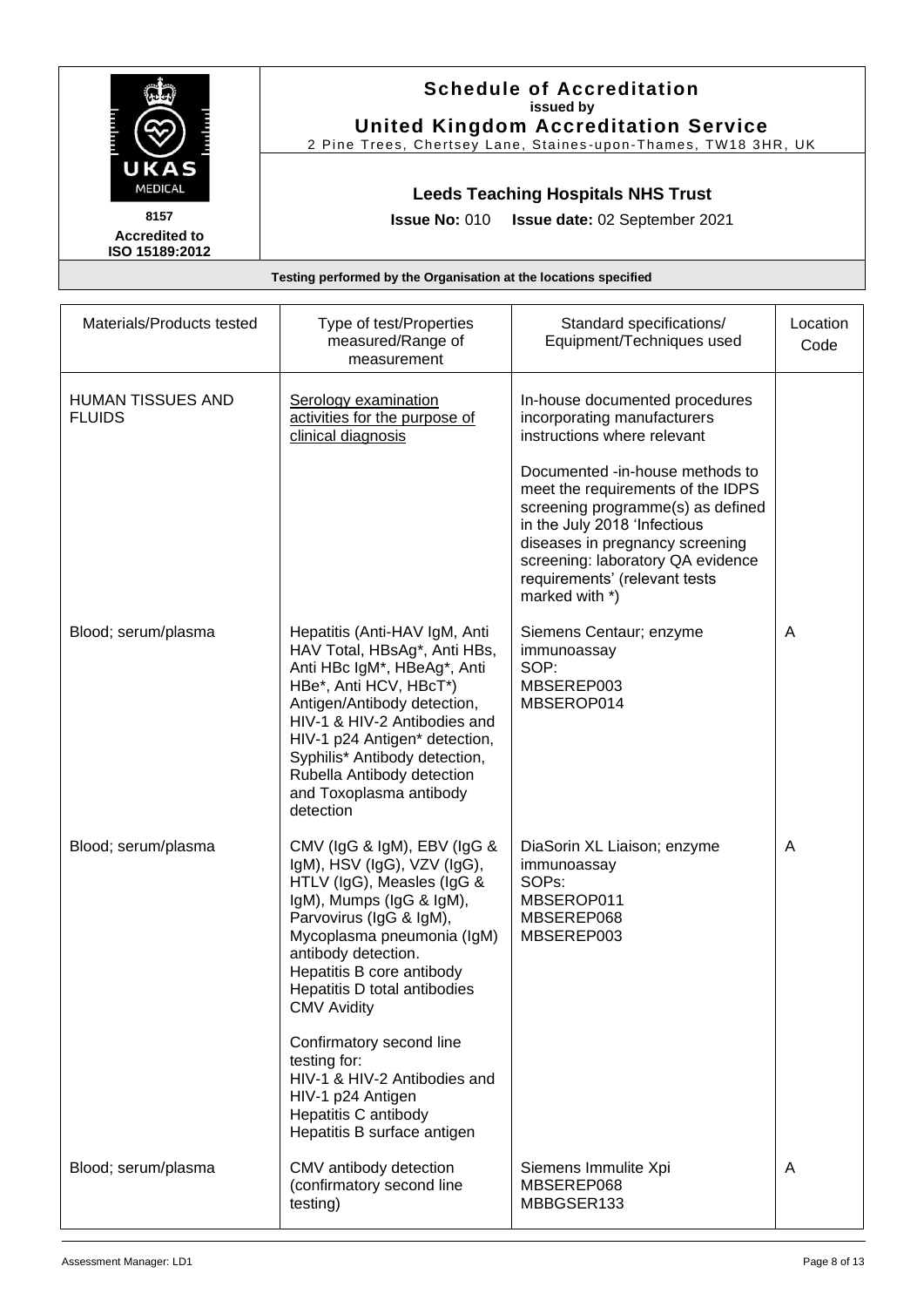# Schedule of Accreditation

**issued by**

**United Kingdom Accreditation Service**

2 Pine Trees, Chertsey Lane, Staines-upon-Thames, TW18 3HR, UK

UKAS MEDICAL

8157

Accredited to ISO 15189:2012

**Leeds Teaching Hospitals NHS Trust**

**Issue No:** 010 **Issue date:** 02 September 2021

**Testing performed by the Organisation at the locations specified**

| Materials/Products tested | Type of test/Properties measured/Range of measurement | Standard specifications/ Equipment/Techniques used | Location Code |
|---|---|---|---|
| HUMAN TISSUES AND FLUIDS | Serology examination activities for the purpose of clinical diagnosis | In-house documented procedures incorporating manufacturers instructions where relevant<br><br>Documented -in-house methods to meet the requirements of the IDPS screening programme(s) as defined in the July 2018 'Infectious diseases in pregnancy screening screening: laboratory QA evidence requirements' (relevant tests marked with *) | |
| Blood; serum/plasma | Hepatitis (Anti-HAV IgM, Anti HAV Total, HBsAg*, Anti HBs, Anti HBc IgM*, HBeAg*, Anti HBe*, Anti HCV, HBcT*) Antigen/Antibody detection, HIV-1 & HIV-2 Antibodies and HIV-1 p24 Antigen* detection, Syphilis* Antibody detection, Rubella Antibody detection and Toxoplasma antibody detection | Siemens Centaur; enzyme immunoassay<br>SOP:<br>MBSEREP003<br>MBSEROP014 | A |
| Blood; serum/plasma | CMV (IgG & IgM), EBV (IgG & IgM), HSV (IgG), VZV (IgG), HTLV (IgG), Measles (IgG & IgM), Mumps (IgG & IgM), Parvovirus (IgG & IgM), Mycoplasma pneumonia (IgM) antibody detection.<br>Hepatitis B core antibody<br>Hepatitis D total antibodies<br>CMV Avidity<br><br>Confirmatory second line testing for:<br>HIV-1 & HIV-2 Antibodies and HIV-1 p24 Antigen<br>Hepatitis C antibody<br>Hepatitis B surface antigen | DiaSorin XL Liaison; enzyme immunoassay<br>SOPs:<br>MBSEROP011<br>MBSEREP068<br>MBSEREP003 | A |
| Blood; serum/plasma | CMV antibody detection (confirmatory second line testing) | Siemens Immulite Xpi<br>MBSEREP068<br>MBBGSER133 | A |

Assessment Manager: LD1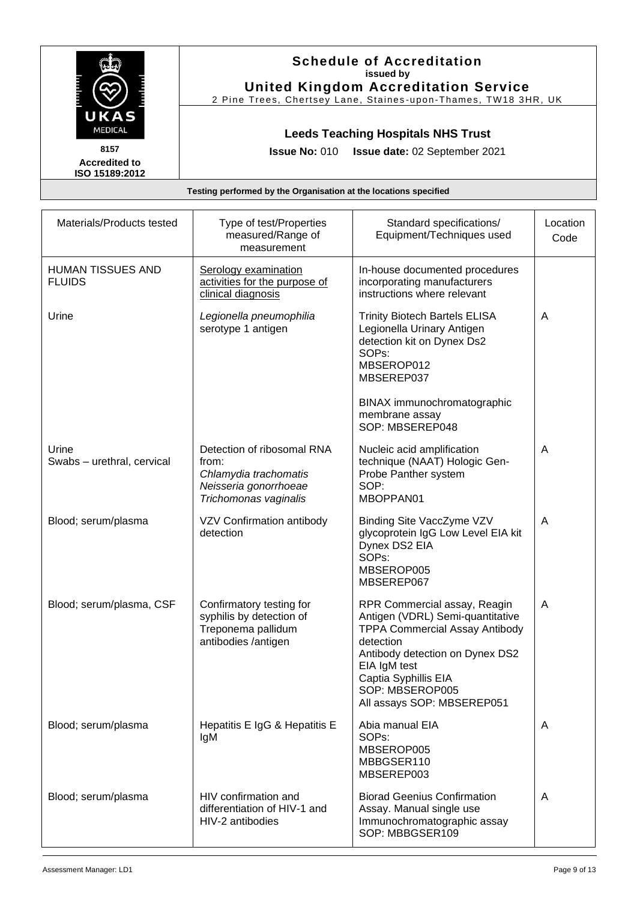**Schedule of Accreditation**
issued by
**United Kingdom Accreditation Service**
2 Pine Trees, Chertsey Lane, Staines-upon-Thames, TW18 3HR, UK

UKAS MEDICAL
8157
**Accredited to ISO 15189:2012**

**Leeds Teaching Hospitals NHS Trust**

**Issue No:** 010 **Issue date:** 02 September 2021

**Testing performed by the Organisation at the locations specified**

| Materials/Products tested | Type of test/Properties measured/Range of measurement | Standard specifications/ Equipment/Techniques used | Location Code |
|---|---|---|---|
| HUMAN TISSUES AND FLUIDS | Serology examination activities for the purpose of clinical diagnosis | In-house documented procedures incorporating manufacturers instructions where relevant | |
| Urine | *Legionella pneumophilia* serotype 1 antigen | Trinity Biotech Bartels ELISA Legionella Urinary Antigen detection kit on Dynex Ds2<br>SOPs:<br>MBSEROP012<br>MBSEREP037<br><br>BINAX immunochromatographic membrane assay<br>SOP: MBSEREP048 | A |
| Urine<br>Swabs – urethral, cervical | Detection of ribosomal RNA from:<br>*Chlamydia trachomatis*<br>*Neisseria gonorrhoeae*<br>*Trichomonas vaginalis* | Nucleic acid amplification technique (NAAT) Hologic Gen-Probe Panther system<br>SOP:<br>MBOPPAN01 | A |
| Blood; serum/plasma | VZV Confirmation antibody detection | Binding Site VaccZyme VZV glycoprotein IgG Low Level EIA kit Dynex DS2 EIA<br>SOPs:<br>MBSEROP005<br>MBSEREP067 | A |
| Blood; serum/plasma, CSF | Confirmatory testing for syphilis by detection of Treponema pallidum antibodies /antigen | RPR Commercial assay, Reagin Antigen (VDRL) Semi-quantitative<br>TPPA Commercial Assay Antibody detection<br>Antibody detection on Dynex DS2 EIA IgM test<br>Captia Syphillis EIA<br>SOP: MBSEROP005<br>All assays SOP: MBSEREP051 | A |
| Blood; serum/plasma | Hepatitis E IgG & Hepatitis E IgM | Abia manual EIA<br>SOPs:<br>MBSEROP005<br>MBBGSER110<br>MBSEREP003 | A |
| Blood; serum/plasma | HIV confirmation and differentiation of HIV-1 and HIV-2 antibodies | Biorad Geenius Confirmation Assay. Manual single use Immunochromatographic assay<br>SOP: MBBGSER109 | A |

Assessment Manager: LD1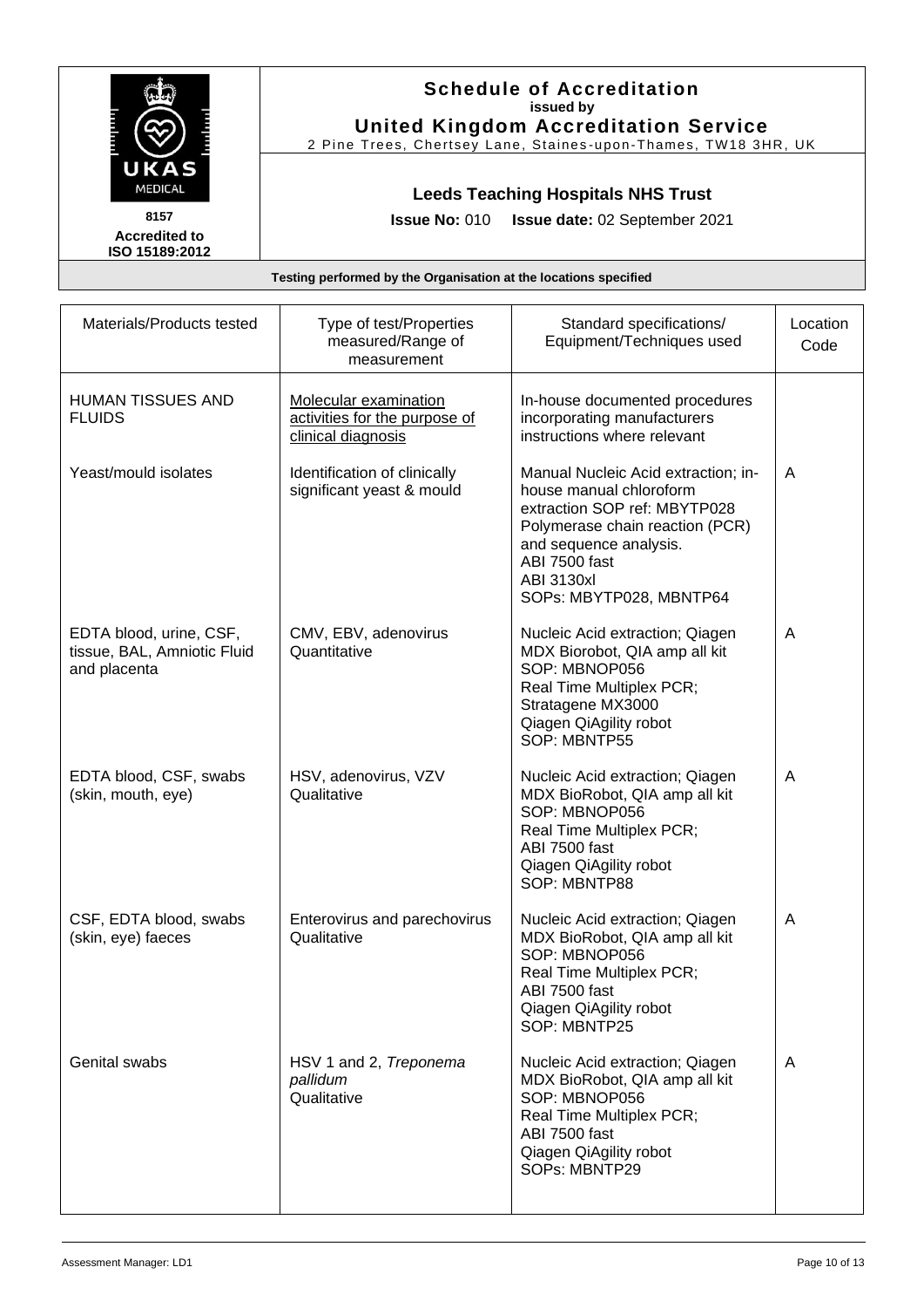# Schedule of Accreditation

**issued by**

**United Kingdom Accreditation Service**

2 Pine Trees, Chertsey Lane, Staines-upon-Thames, TW18 3HR, UK

UKAS MEDICAL

8157

**Accredited to ISO 15189:2012**

## Leeds Teaching Hospitals NHS Trust

**Issue No:** 010 **Issue date:** 02 September 2021

**Testing performed by the Organisation at the locations specified**

| Materials/Products tested | Type of test/Properties measured/Range of measurement | Standard specifications/ Equipment/Techniques used | Location Code |
|---|---|---|---|
| HUMAN TISSUES AND FLUIDS | Molecular examination activities for the purpose of clinical diagnosis | In-house documented procedures incorporating manufacturers instructions where relevant | |
| Yeast/mould isolates | Identification of clinically significant yeast & mould | Manual Nucleic Acid extraction; in-house manual chloroform extraction SOP ref: MBYTP028<br>Polymerase chain reaction (PCR) and sequence analysis.<br>ABI 7500 fast<br>ABI 3130xl<br>SOPs: MBYTP028, MBNTP64 | A |
| EDTA blood, urine, CSF, tissue, BAL, Amniotic Fluid and placenta | CMV, EBV, adenovirus<br>Quantitative | Nucleic Acid extraction; Qiagen MDX Biorobot, QIA amp all kit<br>SOP: MBNOP056<br>Real Time Multiplex PCR;<br>Stratagene MX3000<br>Qiagen QiAgility robot<br>SOP: MBNTP55 | A |
| EDTA blood, CSF, swabs (skin, mouth, eye) | HSV, adenovirus, VZV<br>Qualitative | Nucleic Acid extraction; Qiagen MDX BioRobot, QIA amp all kit<br>SOP: MBNOP056<br>Real Time Multiplex PCR;<br>ABI 7500 fast<br>Qiagen QiAgility robot<br>SOP: MBNTP88 | A |
| CSF, EDTA blood, swabs (skin, eye) faeces | Enterovirus and parechovirus<br>Qualitative | Nucleic Acid extraction; Qiagen MDX BioRobot, QIA amp all kit<br>SOP: MBNOP056<br>Real Time Multiplex PCR;<br>ABI 7500 fast<br>Qiagen QiAgility robot<br>SOP: MBNTP25 | A |
| Genital swabs | HSV 1 and 2, *Treponema pallidum*<br>Qualitative | Nucleic Acid extraction; Qiagen MDX BioRobot, QIA amp all kit<br>SOP: MBNOP056<br>Real Time Multiplex PCR;<br>ABI 7500 fast<br>Qiagen QiAgility robot<br>SOPs: MBNTP29 | A |

Assessment Manager: LD1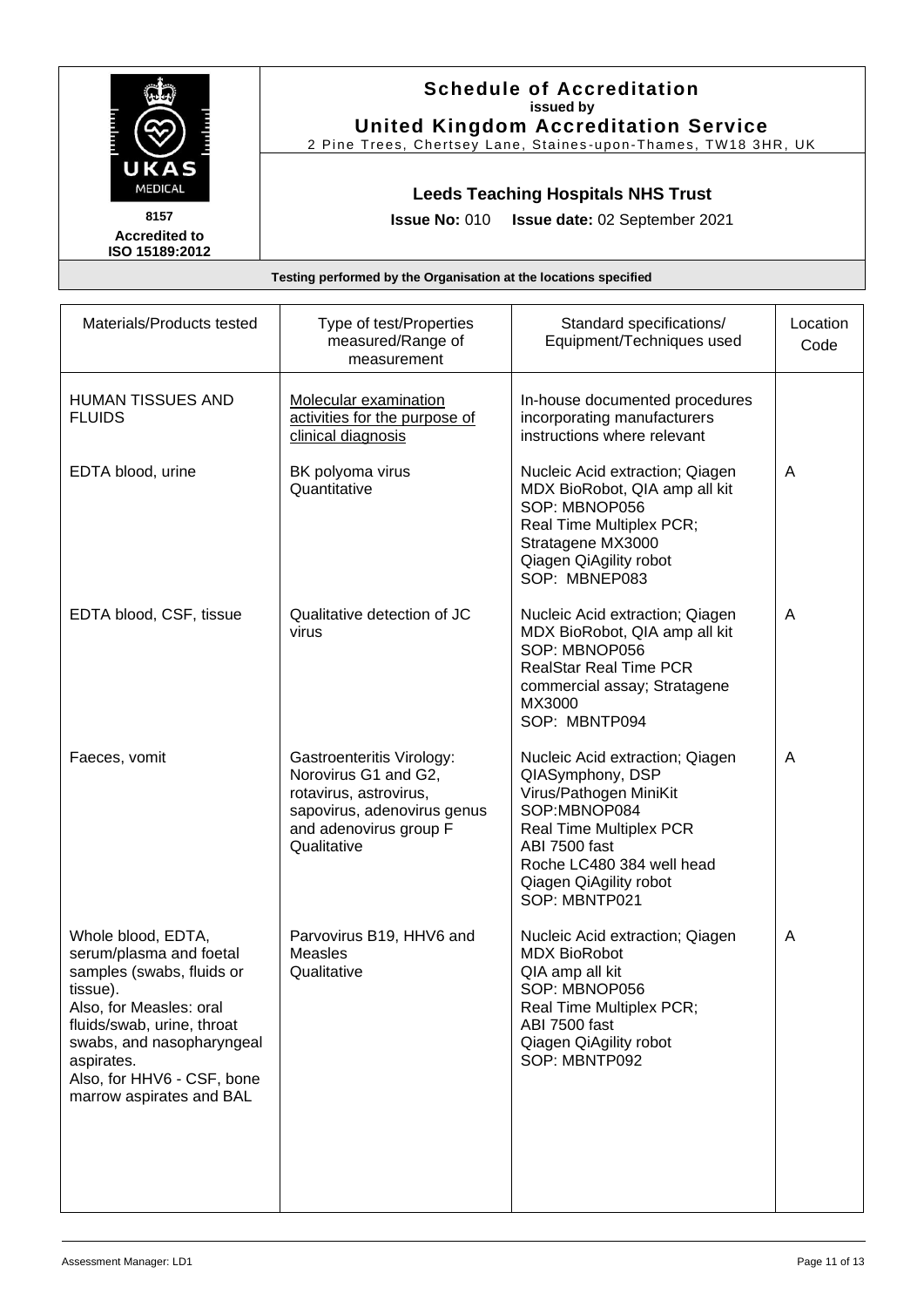**Schedule of Accreditation**
**issued by**
**United Kingdom Accreditation Service**
2 Pine Trees, Chertsey Lane, Staines-upon-Thames, TW18 3HR, UK

UKAS MEDICAL
**8157**
**Accredited to ISO 15189:2012**

**Leeds Teaching Hospitals NHS Trust**

**Issue No:** 010 **Issue date:** 02 September 2021

**Testing performed by the Organisation at the locations specified**

| Materials/Products tested | Type of test/Properties measured/Range of measurement | Standard specifications/ Equipment/Techniques used | Location Code |
|---|---|---|---|
| HUMAN TISSUES AND FLUIDS | Molecular examination activities for the purpose of clinical diagnosis | In-house documented procedures incorporating manufacturers instructions where relevant | |
| EDTA blood, urine | BK polyoma virus<br>Quantitative | Nucleic Acid extraction; Qiagen MDX BioRobot, QIA amp all kit<br>SOP: MBNOP056<br>Real Time Multiplex PCR;<br>Stratagene MX3000<br>Qiagen QiAgility robot<br>SOP: MBNEP083 | A |
| EDTA blood, CSF, tissue | Qualitative detection of JC virus | Nucleic Acid extraction; Qiagen MDX BioRobot, QIA amp all kit<br>SOP: MBNOP056<br>RealStar Real Time PCR commercial assay; Stratagene MX3000<br>SOP: MBNTP094 | A |
| Faeces, vomit | Gastroenteritis Virology:<br>Norovirus G1 and G2, rotavirus, astrovirus, sapovirus, adenovirus genus and adenovirus group F<br>Qualitative | Nucleic Acid extraction; Qiagen QIASymphony, DSP Virus/Pathogen MiniKit<br>SOP:MBNOP084<br>Real Time Multiplex PCR<br>ABI 7500 fast<br>Roche LC480 384 well head<br>Qiagen QiAgility robot<br>SOP: MBNTP021 | A |
| Whole blood, EDTA, serum/plasma and foetal samples (swabs, fluids or tissue).<br>Also, for Measles: oral fluids/swab, urine, throat swabs, and nasopharyngeal aspirates.<br>Also, for HHV6 - CSF, bone marrow aspirates and BAL | Parvovirus B19, HHV6 and Measles<br>Qualitative | Nucleic Acid extraction; Qiagen MDX BioRobot<br>QIA amp all kit<br>SOP: MBNOP056<br>Real Time Multiplex PCR;<br>ABI 7500 fast<br>Qiagen QiAgility robot<br>SOP: MBNTP092 | A |

Assessment Manager: LD1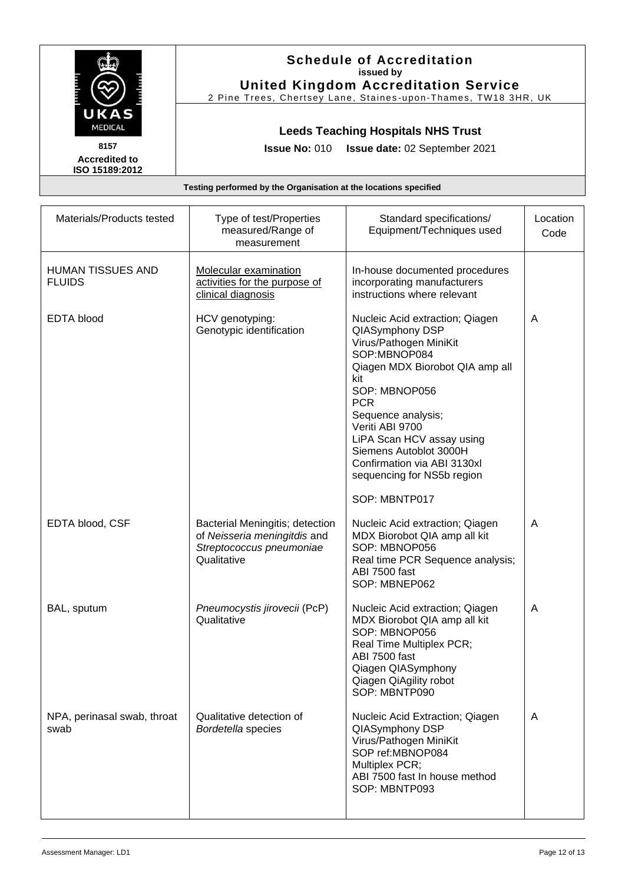# Schedule of Accreditation

**issued by**

**United Kingdom Accreditation Service**

2 Pine Trees, Chertsey Lane, Staines-upon-Thames, TW18 3HR, UK

UKAS MEDICAL

8157

**Accredited to ISO 15189:2012**

## Leeds Teaching Hospitals NHS Trust

**Issue No:** 010 **Issue date:** 02 September 2021

**Testing performed by the Organisation at the locations specified**

| Materials/Products tested | Type of test/Properties measured/Range of measurement | Standard specifications/ Equipment/Techniques used | Location Code |
|---|---|---|---|
| HUMAN TISSUES AND FLUIDS | Molecular examination activities for the purpose of clinical diagnosis | In-house documented procedures incorporating manufacturers instructions where relevant | |
| EDTA blood | HCV genotyping: Genotypic identification | Nucleic Acid extraction; Qiagen QIASymphony DSP Virus/Pathogen MiniKit SOP:MBNOP084<br>Qiagen MDX Biorobot QIA amp all kit SOP: MBNOP056<br>PCR<br>Sequence analysis; Veriti ABI 9700<br>LiPA Scan HCV assay using Siemens Autoblot 3000H<br>Confirmation via ABI 3130xl sequencing for NS5b region<br><br>SOP: MBNTP017 | A |
| EDTA blood, CSF | Bacterial Meningitis; detection of *Neisseria meningitdis* and *Streptococcus pneumoniae* Qualitative | Nucleic Acid extraction; Qiagen MDX Biorobot QIA amp all kit SOP: MBNOP056<br>Real time PCR Sequence analysis; ABI 7500 fast<br>SOP: MBNEP062 | A |
| BAL, sputum | *Pneumocystis jirovecii* (PcP) Qualitative | Nucleic Acid extraction; Qiagen MDX Biorobot QIA amp all kit SOP: MBNOP056<br>Real Time Multiplex PCR;<br>ABI 7500 fast<br>Qiagen QIASymphony<br>Qiagen QiAgility robot<br>SOP: MBNTP090 | A |
| NPA, perinasal swab, throat swab | Qualitative detection of *Bordetella* species | Nucleic Acid Extraction; Qiagen QIASymphony DSP Virus/Pathogen MiniKit<br>SOP ref:MBNOP084<br>Multiplex PCR;<br>ABI 7500 fast In house method<br>SOP: MBNTP093 | A |

Assessment Manager: LD1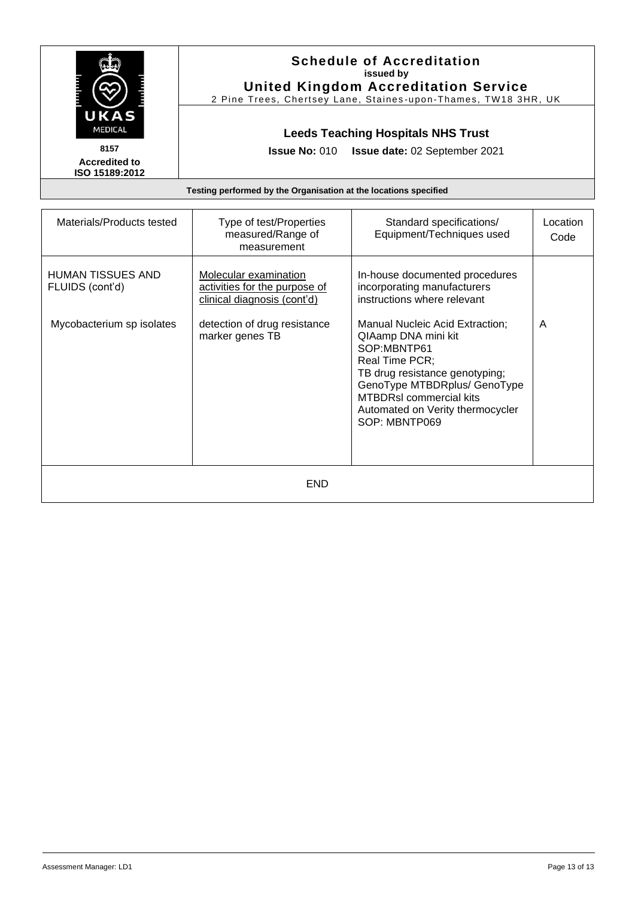**Schedule of Accreditation**
**issued by**
**United Kingdom Accreditation Service**
2 Pine Trees, Chertsey Lane, Staines-upon-Thames, TW18 3HR, UK

UKAS MEDICAL
**8157**
**Accredited to ISO 15189:2012**

**Leeds Teaching Hospitals NHS Trust**

**Issue No:** 010 **Issue date:** 02 September 2021

**Testing performed by the Organisation at the locations specified**

| Materials/Products tested | Type of test/Properties measured/Range of measurement | Standard specifications/ Equipment/Techniques used | Location Code |
|---|---|---|---|
| HUMAN TISSUES AND FLUIDS (cont'd) | Molecular examination activities for the purpose of clinical diagnosis (cont'd) | In-house documented procedures incorporating manufacturers instructions where relevant | |
| Mycobacterium sp isolates | detection of drug resistance marker genes TB | Manual Nucleic Acid Extraction; QIAamp DNA mini kit SOP:MBNTP61 Real Time PCR; TB drug resistance genotyping; GenoType MTBDRplus/ GenoType MTBDRsl commercial kits Automated on Verity thermocycler SOP: MBNTP069 | A |

END

Assessment Manager: LD1